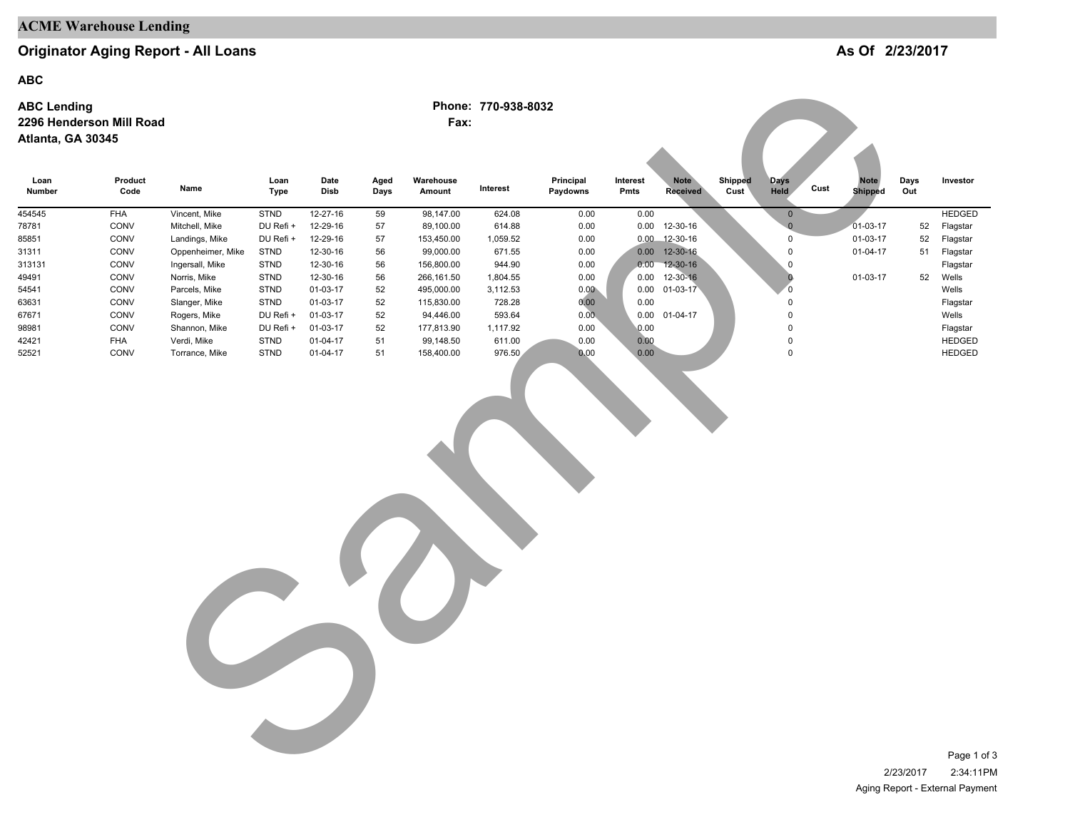**ACME Warehouse Lending**

## Originator Aging Report - All Loans

**As Of 2/23/2017**

**ABC**

**ABC Lending**
**2296 Henderson Mill Road**
**Atlanta, GA 30345**

**Phone: 770-938-8032**
**Fax:**

| Loan Number | Product Code | Name | Loan Type | Date Disb | Aged Days | Warehouse Amount | Interest | Principal Paydowns | Interest Pmts | Note Received | Shipped Cust | Days Held | Cust | Note Shipped | Days Out | Investor |
|---|---|---|---|---|---|---|---|---|---|---|---|---|---|---|---|---|
| 454545 | FHA | Vincent, Mike | STND | 12-27-16 | 59 | 98,147.00 | 624.08 | 0.00 | 0.00 | | | 0 | | | | HEDGED |
| 78781 | CONV | Mitchell, Mike | DU Refi + | 12-29-16 | 57 | 89,100.00 | 614.88 | 0.00 | 0.00 | 12-30-16 | | 0 | | 01-03-17 | 52 | Flagstar |
| 85851 | CONV | Landings, Mike | DU Refi + | 12-29-16 | 57 | 153,450.00 | 1,059.52 | 0.00 | 0.00 | 12-30-16 | | 0 | | 01-03-17 | 52 | Flagstar |
| 31311 | CONV | Oppenheimer, Mike | STND | 12-30-16 | 56 | 99,000.00 | 671.55 | 0.00 | 0.00 | 12-30-16 | | 0 | | 01-04-17 | 51 | Flagstar |
| 313131 | CONV | Ingersall, Mike | STND | 12-30-16 | 56 | 156,800.00 | 944.90 | 0.00 | 0.00 | 12-30-16 | | 0 | | | | Flagstar |
| 49491 | CONV | Norris, Mike | STND | 12-30-16 | 56 | 266,161.50 | 1,804.55 | 0.00 | 0.00 | 12-30-16 | | 0 | | 01-03-17 | 52 | Wells |
| 54541 | CONV | Parcels, Mike | STND | 01-03-17 | 52 | 495,000.00 | 3,112.53 | 0.00 | 0.00 | 01-03-17 | | 0 | | | | Wells |
| 63631 | CONV | Slanger, Mike | STND | 01-03-17 | 52 | 115,830.00 | 728.28 | 0.00 | 0.00 | | | 0 | | | | Flagstar |
| 67671 | CONV | Rogers, Mike | DU Refi + | 01-03-17 | 52 | 94,446.00 | 593.64 | 0.00 | 0.00 | 01-04-17 | | 0 | | | | Wells |
| 98981 | CONV | Shannon, Mike | DU Refi + | 01-03-17 | 52 | 177,813.90 | 1,117.92 | 0.00 | 0.00 | | | 0 | | | | Flagstar |
| 42421 | FHA | Verdi, Mike | STND | 01-04-17 | 51 | 99,148.50 | 611.00 | 0.00 | 0.00 | | | 0 | | | | HEDGED |
| 52521 | CONV | Torrance, Mike | STND | 01-04-17 | 51 | 158,400.00 | 976.50 | 0.00 | 0.00 | | | 0 | | | | HEDGED |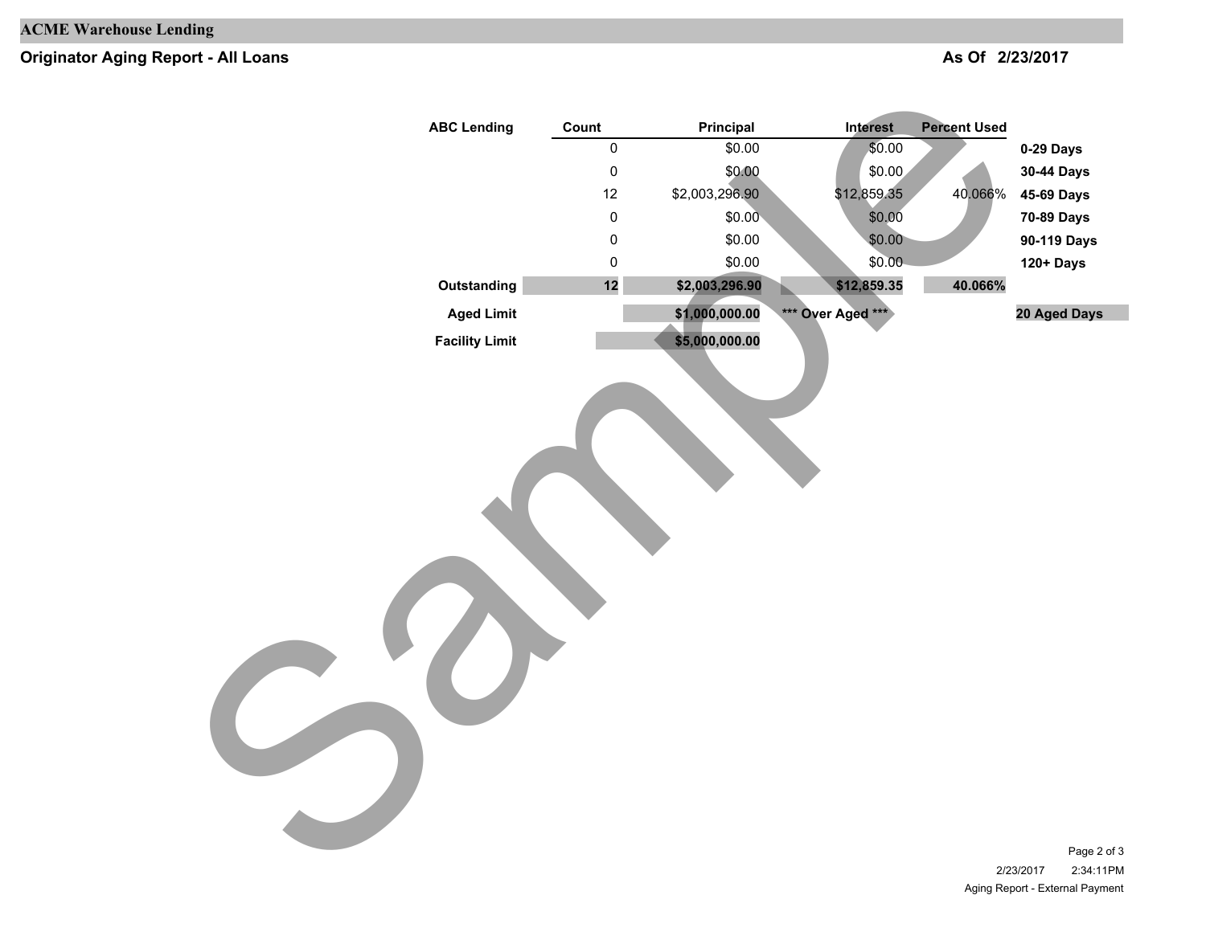**ACME Warehouse Lending**

## Originator Aging Report - All Loans

**As Of 2/23/2017**

| ABC Lending | Count | Principal | Interest | Percent Used | |
|---|---|---|---|---|---|
| | 0 | $0.00 | $0.00 | | **0-29 Days** |
| | 0 | $0.00 | $0.00 | | **30-44 Days** |
| | 12 | $2,003,296.90 | $12,859.35 | 40.066% | **45-69 Days** |
| | 0 | $0.00 | $0.00 | | **70-89 Days** |
| | 0 | $0.00 | $0.00 | | **90-119 Days** |
| | 0 | $0.00 | $0.00 | | **120+ Days** |
| **Outstanding** | **12** | **$2,003,296.90** | **$12,859.35** | **40.066%** | |
| **Aged Limit** | | **$1,000,000.00** | **\*\*\* Over Aged \*\*\*** | | **20 Aged Days** |
| **Facility Limit** | | **$5,000,000.00** | | | |

Sample

2/23/2017 2:34:11PM

Aging Report - External Payment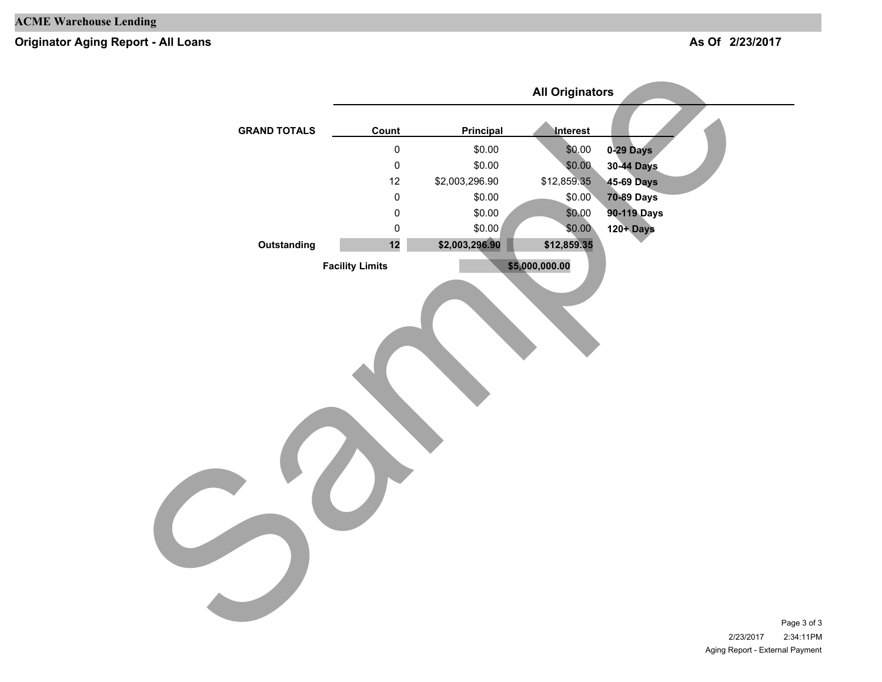**ACME Warehouse Lending**

**Originator Aging Report - All Loans** **As Of 2/23/2017**

### All Originators

| GRAND TOTALS | Count | Principal | Interest | |
|---|---|---|---|---|
| | 0 | $0.00 | $0.00 | **0-29 Days** |
| | 0 | $0.00 | $0.00 | **30-44 Days** |
| | 12 | $2,003,296.90 | $12,859.35 | **45-69 Days** |
| | 0 | $0.00 | $0.00 | **70-89 Days** |
| | 0 | $0.00 | $0.00 | **90-119 Days** |
| | 0 | $0.00 | $0.00 | **120+ Days** |
| **Outstanding** | **12** | **$2,003,296.90** | **$12,859.35** | |

**Facility Limits** **$5,000,000.00**

Sample

2/23/2017 2:34:11PM

Aging Report - External Payment